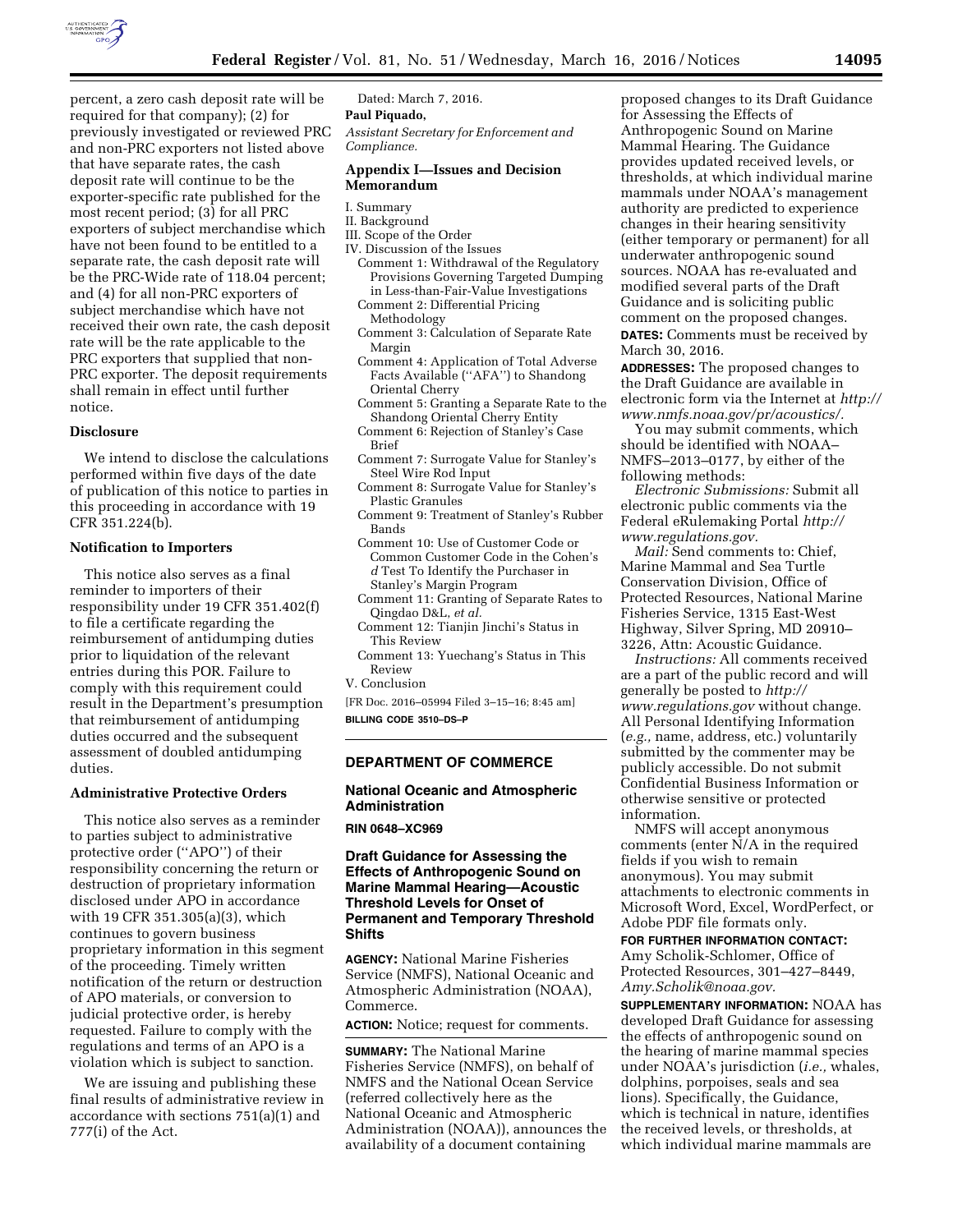percent, a zero cash deposit rate will be required for that company); (2) for previously investigated or reviewed PRC and non-PRC exporters not listed above that have separate rates, the cash deposit rate will continue to be the exporter-specific rate published for the most recent period; (3) for all PRC exporters of subject merchandise which have not been found to be entitled to a separate rate, the cash deposit rate will be the PRC-Wide rate of 118.04 percent; and (4) for all non-PRC exporters of subject merchandise which have not received their own rate, the cash deposit rate will be the rate applicable to the PRC exporters that supplied that non-PRC exporter. The deposit requirements shall remain in effect until further notice.

### Disclosure

We intend to disclose the calculations performed within five days of the date of publication of this notice to parties in this proceeding in accordance with 19 CFR 351.224(b).

### Notification to Importers

This notice also serves as a final reminder to importers of their responsibility under 19 CFR 351.402(f) to file a certificate regarding the reimbursement of antidumping duties prior to liquidation of the relevant entries during this POR. Failure to comply with this requirement could result in the Department's presumption that reimbursement of antidumping duties occurred and the subsequent assessment of doubled antidumping duties.

### Administrative Protective Orders

This notice also serves as a reminder to parties subject to administrative protective order (''APO'') of their responsibility concerning the return or destruction of proprietary information disclosed under APO in accordance with 19 CFR 351.305(a)(3), which continues to govern business proprietary information in this segment of the proceeding. Timely written notification of the return or destruction of APO materials, or conversion to judicial protective order, is hereby requested. Failure to comply with the regulations and terms of an APO is a violation which is subject to sanction.

We are issuing and publishing these final results of administrative review in accordance with sections 751(a)(1) and 777(i) of the Act.

Dated: March 7, 2016.

**Paul Piquado,**

*Assistant Secretary for Enforcement and Compliance.*

### Appendix I—Issues and Decision Memorandum

I. Summary
II. Background
III. Scope of the Order
IV. Discussion of the Issues
 Comment 1: Withdrawal of the Regulatory Provisions Governing Targeted Dumping in Less-than-Fair-Value Investigations
 Comment 2: Differential Pricing Methodology
 Comment 3: Calculation of Separate Rate Margin
 Comment 4: Application of Total Adverse Facts Available (''AFA'') to Shandong Oriental Cherry
 Comment 5: Granting a Separate Rate to the Shandong Oriental Cherry Entity
 Comment 6: Rejection of Stanley's Case Brief
 Comment 7: Surrogate Value for Stanley's Steel Wire Rod Input
 Comment 8: Surrogate Value for Stanley's Plastic Granules
 Comment 9: Treatment of Stanley's Rubber Bands
 Comment 10: Use of Customer Code or Common Customer Code in the Cohen's *d* Test To Identify the Purchaser in Stanley's Margin Program
 Comment 11: Granting of Separate Rates to Qingdao D&L, *et al.*
 Comment 12: Tianjin Jinchi's Status in This Review
 Comment 13: Yuechang's Status in This Review
V. Conclusion

[FR Doc. 2016–05994 Filed 3–15–16; 8:45 am]

**BILLING CODE 3510–DS–P**

## DEPARTMENT OF COMMERCE

### National Oceanic and Atmospheric Administration

**RIN 0648–XC969**

### Draft Guidance for Assessing the Effects of Anthropogenic Sound on Marine Mammal Hearing—Acoustic Threshold Levels for Onset of Permanent and Temporary Threshold Shifts

**AGENCY:** National Marine Fisheries Service (NMFS), National Oceanic and Atmospheric Administration (NOAA), Commerce.

**ACTION:** Notice; request for comments.

**SUMMARY:** The National Marine Fisheries Service (NMFS), on behalf of NMFS and the National Ocean Service (referred collectively here as the National Oceanic and Atmospheric Administration (NOAA)), announces the availability of a document containing proposed changes to its Draft Guidance for Assessing the Effects of Anthropogenic Sound on Marine Mammal Hearing. The Guidance provides updated received levels, or thresholds, at which individual marine mammals under NOAA's management authority are predicted to experience changes in their hearing sensitivity (either temporary or permanent) for all underwater anthropogenic sound sources. NOAA has re-evaluated and modified several parts of the Draft Guidance and is soliciting public comment on the proposed changes.

**DATES:** Comments must be received by March 30, 2016.

**ADDRESSES:** The proposed changes to the Draft Guidance are available in electronic form via the Internet at *http://www.nmfs.noaa.gov/pr/acoustics/.*

You may submit comments, which should be identified with NOAA–NMFS–2013–0177, by either of the following methods:

*Electronic Submissions:* Submit all electronic public comments via the Federal eRulemaking Portal *http://www.regulations.gov.*

*Mail:* Send comments to: Chief, Marine Mammal and Sea Turtle Conservation Division, Office of Protected Resources, National Marine Fisheries Service, 1315 East-West Highway, Silver Spring, MD 20910–3226, Attn: Acoustic Guidance.

*Instructions:* All comments received are a part of the public record and will generally be posted to *http://www.regulations.gov* without change. All Personal Identifying Information (*e.g.,* name, address, etc.) voluntarily submitted by the commenter may be publicly accessible. Do not submit Confidential Business Information or otherwise sensitive or protected information.

NMFS will accept anonymous comments (enter N/A in the required fields if you wish to remain anonymous). You may submit attachments to electronic comments in Microsoft Word, Excel, WordPerfect, or Adobe PDF file formats only.

**FOR FURTHER INFORMATION CONTACT:** Amy Scholik-Schlomer, Office of Protected Resources, 301–427–8449, *Amy.Scholik@noaa.gov.*

**SUPPLEMENTARY INFORMATION:** NOAA has developed Draft Guidance for assessing the effects of anthropogenic sound on the hearing of marine mammal species under NOAA's jurisdiction (*i.e.,* whales, dolphins, porpoises, seals and sea lions). Specifically, the Guidance, which is technical in nature, identifies the received levels, or thresholds, at which individual marine mammals are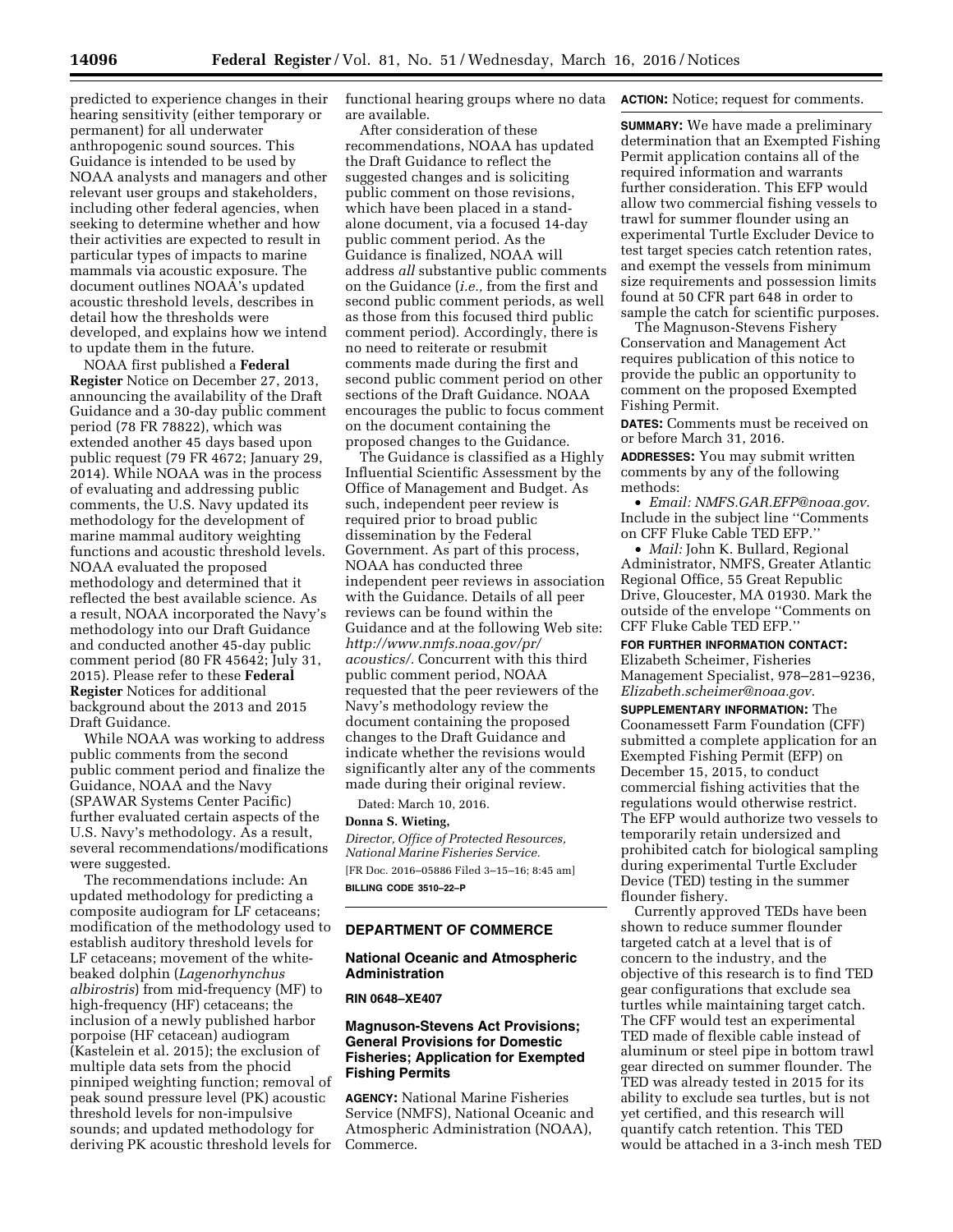predicted to experience changes in their hearing sensitivity (either temporary or permanent) for all underwater anthropogenic sound sources. This Guidance is intended to be used by NOAA analysts and managers and other relevant user groups and stakeholders, including other federal agencies, when seeking to determine whether and how their activities are expected to result in particular types of impacts to marine mammals via acoustic exposure. The document outlines NOAA's updated acoustic threshold levels, describes in detail how the thresholds were developed, and explains how we intend to update them in the future.

NOAA first published a **Federal Register** Notice on December 27, 2013, announcing the availability of the Draft Guidance and a 30-day public comment period (78 FR 78822), which was extended another 45 days based upon public request (79 FR 4672; January 29, 2014). While NOAA was in the process of evaluating and addressing public comments, the U.S. Navy updated its methodology for the development of marine mammal auditory weighting functions and acoustic threshold levels. NOAA evaluated the proposed methodology and determined that it reflected the best available science. As a result, NOAA incorporated the Navy's methodology into our Draft Guidance and conducted another 45-day public comment period (80 FR 45642; July 31, 2015). Please refer to these **Federal Register** Notices for additional background about the 2013 and 2015 Draft Guidance.

While NOAA was working to address public comments from the second public comment period and finalize the Guidance, NOAA and the Navy (SPAWAR Systems Center Pacific) further evaluated certain aspects of the U.S. Navy's methodology. As a result, several recommendations/modifications were suggested.

The recommendations include: An updated methodology for predicting a composite audiogram for LF cetaceans; modification of the methodology used to establish auditory threshold levels for LF cetaceans; movement of the white-beaked dolphin (*Lagenorhynchus albirostris*) from mid-frequency (MF) to high-frequency (HF) cetaceans; the inclusion of a newly published harbor porpoise (HF cetacean) audiogram (Kastelein et al. 2015); the exclusion of multiple data sets from the phocid pinniped weighting function; removal of peak sound pressure level (PK) acoustic threshold levels for non-impulsive sounds; and updated methodology for deriving PK acoustic threshold levels for functional hearing groups where no data are available.

After consideration of these recommendations, NOAA has updated the Draft Guidance to reflect the suggested changes and is soliciting public comment on those revisions, which have been placed in a stand-alone document, via a focused 14-day public comment period. As the Guidance is finalized, NOAA will address *all* substantive public comments on the Guidance (*i.e.,* from the first and second public comment periods, as well as those from this focused third public comment period). Accordingly, there is no need to reiterate or resubmit comments made during the first and second public comment period on other sections of the Draft Guidance. NOAA encourages the public to focus comment on the document containing the proposed changes to the Guidance.

The Guidance is classified as a Highly Influential Scientific Assessment by the Office of Management and Budget. As such, independent peer review is required prior to broad public dissemination by the Federal Government. As part of this process, NOAA has conducted three independent peer reviews in association with the Guidance. Details of all peer reviews can be found within the Guidance and at the following Web site: *http://www.nmfs.noaa.gov/pr/acoustics/.* Concurrent with this third public comment period, NOAA requested that the peer reviewers of the Navy's methodology review the document containing the proposed changes to the Draft Guidance and indicate whether the revisions would significantly alter any of the comments made during their original review.

Dated: March 10, 2016.

**Donna S. Wieting,**

*Director, Office of Protected Resources, National Marine Fisheries Service.*

[FR Doc. 2016–05886 Filed 3–15–16; 8:45 am]

**BILLING CODE 3510–22–P**

## DEPARTMENT OF COMMERCE

### National Oceanic and Atmospheric Administration

**RIN 0648–XE407**

### Magnuson-Stevens Act Provisions; General Provisions for Domestic Fisheries; Application for Exempted Fishing Permits

**AGENCY:** National Marine Fisheries Service (NMFS), National Oceanic and Atmospheric Administration (NOAA), Commerce.

**ACTION:** Notice; request for comments.

**SUMMARY:** We have made a preliminary determination that an Exempted Fishing Permit application contains all of the required information and warrants further consideration. This EFP would allow two commercial fishing vessels to trawl for summer flounder using an experimental Turtle Excluder Device to test target species catch retention rates, and exempt the vessels from minimum size requirements and possession limits found at 50 CFR part 648 in order to sample the catch for scientific purposes.

The Magnuson-Stevens Fishery Conservation and Management Act requires publication of this notice to provide the public an opportunity to comment on the proposed Exempted Fishing Permit.

**DATES:** Comments must be received on or before March 31, 2016.

**ADDRESSES:** You may submit written comments by any of the following methods:

- *Email: NMFS.GAR.EFP@noaa.gov.* Include in the subject line "Comments on CFF Fluke Cable TED EFP."
- *Mail:* John K. Bullard, Regional Administrator, NMFS, Greater Atlantic Regional Office, 55 Great Republic Drive, Gloucester, MA 01930. Mark the outside of the envelope "Comments on CFF Fluke Cable TED EFP."

**FOR FURTHER INFORMATION CONTACT:** Elizabeth Scheimer, Fisheries Management Specialist, 978–281–9236, *Elizabeth.scheimer@noaa.gov.*

**SUPPLEMENTARY INFORMATION:** The Coonamessett Farm Foundation (CFF) submitted a complete application for an Exempted Fishing Permit (EFP) on December 15, 2015, to conduct commercial fishing activities that the regulations would otherwise restrict. The EFP would authorize two vessels to temporarily retain undersized and prohibited catch for biological sampling during experimental Turtle Excluder Device (TED) testing in the summer flounder fishery.

Currently approved TEDs have been shown to reduce summer flounder targeted catch at a level that is of concern to the industry, and the objective of this research is to find TED gear configurations that exclude sea turtles while maintaining target catch. The CFF would test an experimental TED made of flexible cable instead of aluminum or steel pipe in bottom trawl gear directed on summer flounder. The TED was already tested in 2015 for its ability to exclude sea turtles, but is not yet certified, and this research will quantify catch retention. This TED would be attached in a 3-inch mesh TED